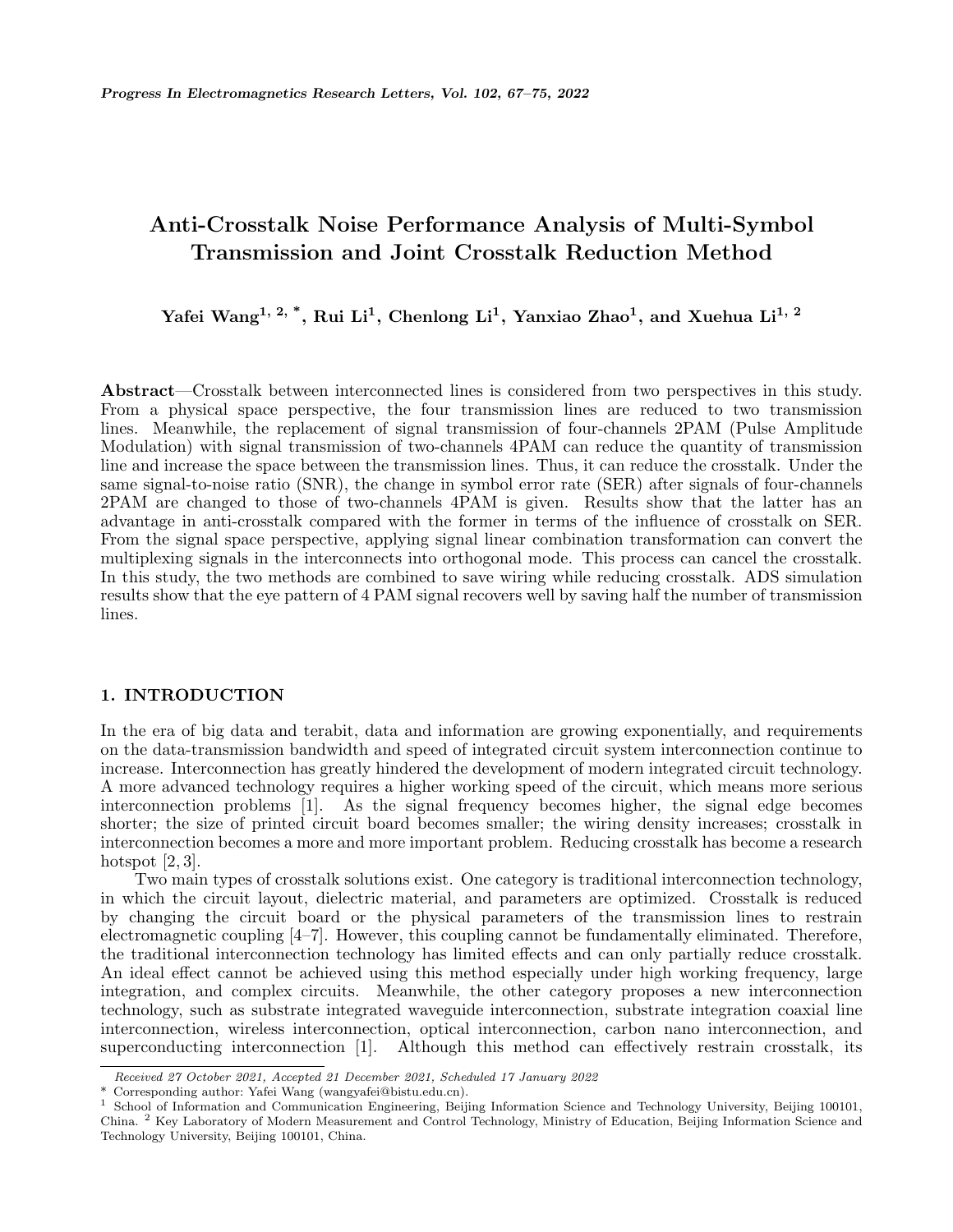# Anti-Crosstalk Noise Performance Analysis of Multi-Symbol Transmission and Joint Crosstalk Reduction Method

**Yafei Wang[1, 2, *], Rui Li[1], Chenlong Li[1], Yanxiao Zhao[1], and Xuehua Li[1, 2]**

**Abstract**—Crosstalk between interconnected lines is considered from two perspectives in this study. From a physical space perspective, the four transmission lines are reduced to two transmission lines. Meanwhile, the replacement of signal transmission of four-channels 2PAM (Pulse Amplitude Modulation) with signal transmission of two-channels 4PAM can reduce the quantity of transmission line and increase the space between the transmission lines. Thus, it can reduce the crosstalk. Under the same signal-to-noise ratio (SNR), the change in symbol error rate (SER) after signals of four-channels 2PAM are changed to those of two-channels 4PAM is given. Results show that the latter has an advantage in anti-crosstalk compared with the former in terms of the influence of crosstalk on SER. From the signal space perspective, applying signal linear combination transformation can convert the multiplexing signals in the interconnects into orthogonal mode. This process can cancel the crosstalk. In this study, the two methods are combined to save wiring while reducing crosstalk. ADS simulation results show that the eye pattern of 4 PAM signal recovers well by saving half the number of transmission lines.

## 1. INTRODUCTION

In the era of big data and terabit, data and information are growing exponentially, and requirements on the data-transmission bandwidth and speed of integrated circuit system interconnection continue to increase. Interconnection has greatly hindered the development of modern integrated circuit technology. A more advanced technology requires a higher working speed of the circuit, which means more serious interconnection problems [1]. As the signal frequency becomes higher, the signal edge becomes shorter; the size of printed circuit board becomes smaller; the wiring density increases; crosstalk in interconnection becomes a more and more important problem. Reducing crosstalk has become a research hotspot [2, 3].

Two main types of crosstalk solutions exist. One category is traditional interconnection technology, in which the circuit layout, dielectric material, and parameters are optimized. Crosstalk is reduced by changing the circuit board or the physical parameters of the transmission lines to restrain electromagnetic coupling [4–7]. However, this coupling cannot be fundamentally eliminated. Therefore, the traditional interconnection technology has limited effects and can only partially reduce crosstalk. An ideal effect cannot be achieved using this method especially under high working frequency, large integration, and complex circuits. Meanwhile, the other category proposes a new interconnection technology, such as substrate integrated waveguide interconnection, substrate integration coaxial line interconnection, wireless interconnection, optical interconnection, carbon nano interconnection, and superconducting interconnection [1]. Although this method can effectively restrain crosstalk, its

---

*Received 27 October 2021, Accepted 21 December 2021, Scheduled 17 January 2022*

\* Corresponding author: Yafei Wang (wangyafei@bistu.edu.cn).

[1] School of Information and Communication Engineering, Beijing Information Science and Technology University, Beijing 100101, China. [2] Key Laboratory of Modern Measurement and Control Technology, Ministry of Education, Beijing Information Science and Technology University, Beijing 100101, China.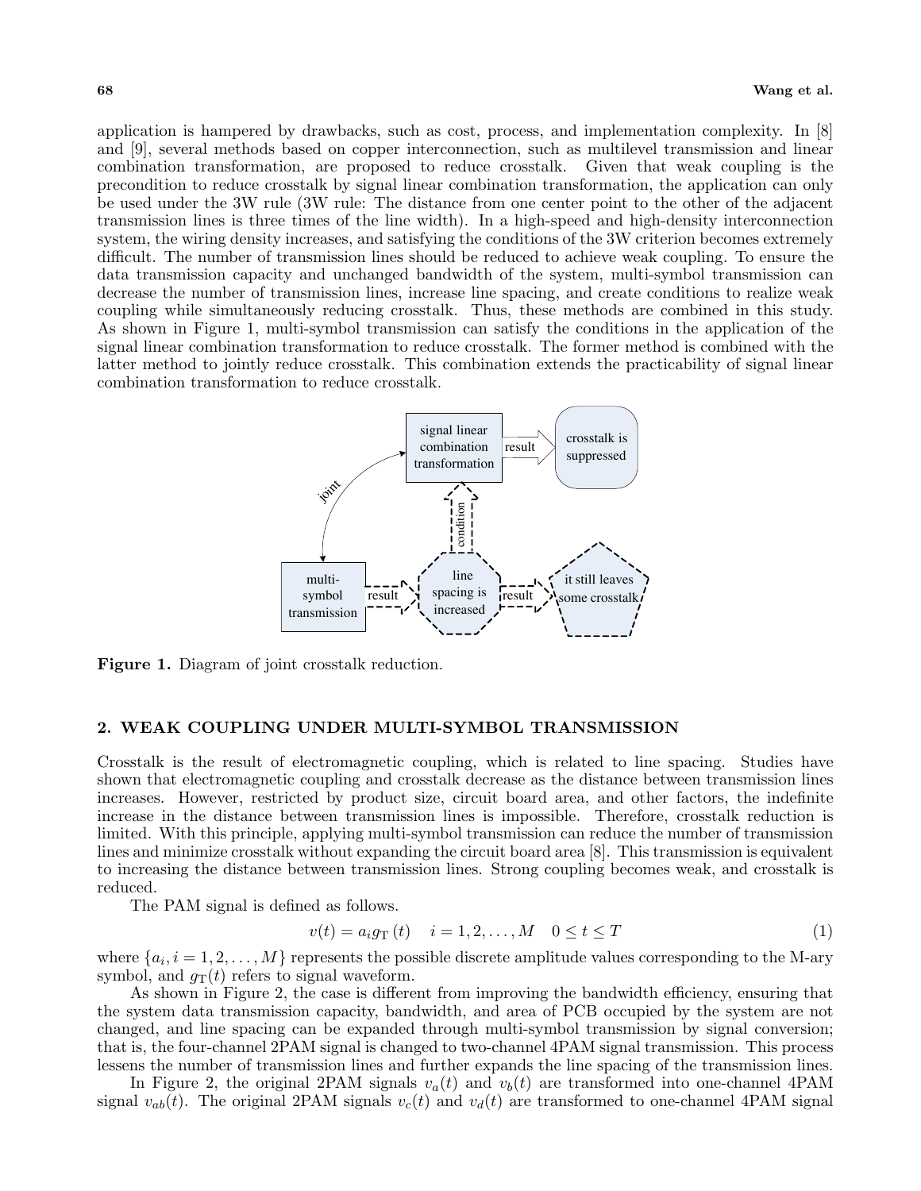application is hampered by drawbacks, such as cost, process, and implementation complexity. In [8] and [9], several methods based on copper interconnection, such as multilevel transmission and linear combination transformation, are proposed to reduce crosstalk. Given that weak coupling is the precondition to reduce crosstalk by signal linear combination transformation, the application can only be used under the 3W rule (3W rule: The distance from one center point to the other of the adjacent transmission lines is three times of the line width). In a high-speed and high-density interconnection system, the wiring density increases, and satisfying the conditions of the 3W criterion becomes extremely difficult. The number of transmission lines should be reduced to achieve weak coupling. To ensure the data transmission capacity and unchanged bandwidth of the system, multi-symbol transmission can decrease the number of transmission lines, increase line spacing, and create conditions to realize weak coupling while simultaneously reducing crosstalk. Thus, these methods are combined in this study. As shown in Figure 1, multi-symbol transmission can satisfy the conditions in the application of the signal linear combination transformation to reduce crosstalk. The former method is combined with the latter method to jointly reduce crosstalk. This combination extends the practicability of signal linear combination transformation to reduce crosstalk.

signal linear combination transformation | result | crosstalk is suppressed | joint | condition | multi-symbol transmission | result | line spacing is increased | result | it still leaves some crosstalk

**Figure 1.** Diagram of joint crosstalk reduction.

## 2. WEAK COUPLING UNDER MULTI-SYMBOL TRANSMISSION

Crosstalk is the result of electromagnetic coupling, which is related to line spacing. Studies have shown that electromagnetic coupling and crosstalk decrease as the distance between transmission lines increases. However, restricted by product size, circuit board area, and other factors, the indefinite increase in the distance between transmission lines is impossible. Therefore, crosstalk reduction is limited. With this principle, applying multi-symbol transmission can reduce the number of transmission lines and minimize crosstalk without expanding the circuit board area [8]. This transmission is equivalent to increasing the distance between transmission lines. Strong coupling becomes weak, and crosstalk is reduced.

The PAM signal is defined as follows.

$$v(t) = a_i g_{\mathrm{T}}(t) \quad i = 1, 2, \ldots, M \quad 0 \leq t \leq T \tag{1}$$

where $\{a_i, i = 1, 2, \ldots, M\}$ represents the possible discrete amplitude values corresponding to the M-ary symbol, and $g_{\mathrm{T}}(t)$ refers to signal waveform.

As shown in Figure 2, the case is different from improving the bandwidth efficiency, ensuring that the system data transmission capacity, bandwidth, and area of PCB occupied by the system are not changed, and line spacing can be expanded through multi-symbol transmission by signal conversion; that is, the four-channel 2PAM signal is changed to two-channel 4PAM signal transmission. This process lessens the number of transmission lines and further expands the line spacing of the transmission lines.

In Figure 2, the original 2PAM signals $v_a(t)$ and $v_b(t)$ are transformed into one-channel 4PAM signal $v_{ab}(t)$. The original 2PAM signals $v_c(t)$ and $v_d(t)$ are transformed to one-channel 4PAM signal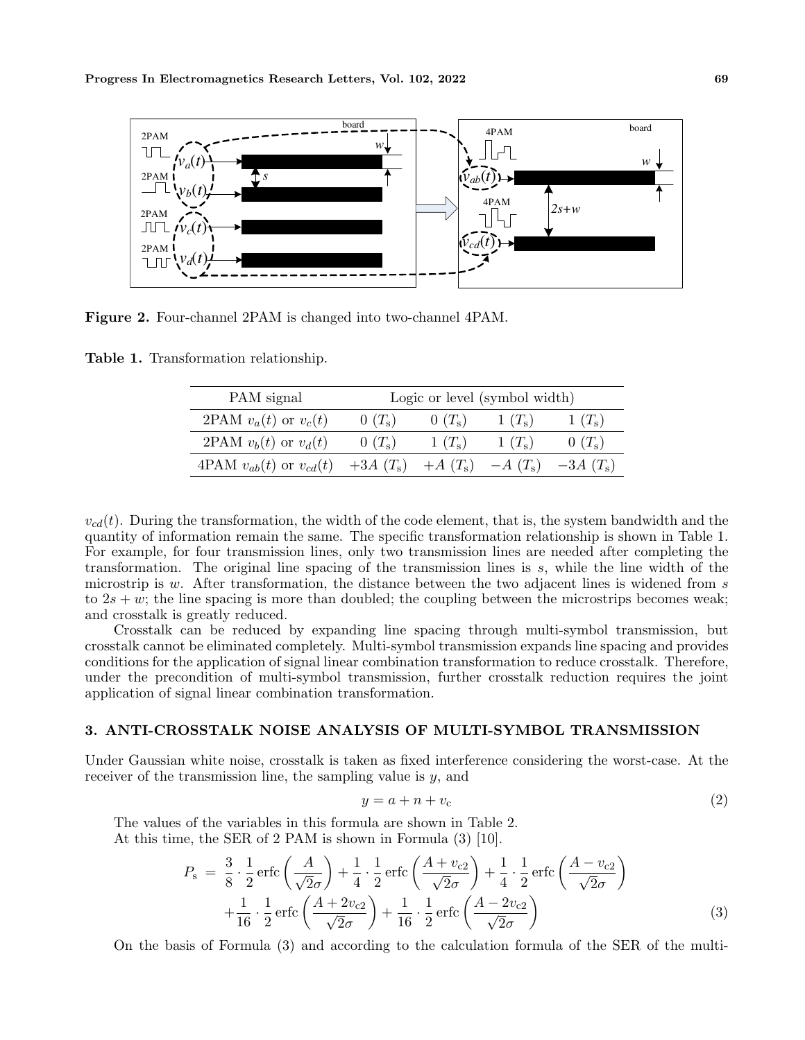**Figure 2.** Four-channel 2PAM is changed into two-channel 4PAM.

**Table 1.** Transformation relationship.

| PAM signal | Logic or level (symbol width) | | | |
|---|---|---|---|---|
| 2PAM $v_a(t)$ or $v_c(t)$ | $0$ ($T_s$) | $0$ ($T_s$) | $1$ ($T_s$) | $1$ ($T_s$) |
| 2PAM $v_b(t)$ or $v_d(t)$ | $0$ ($T_s$) | $1$ ($T_s$) | $1$ ($T_s$) | $0$ ($T_s$) |
| 4PAM $v_{ab}(t)$ or $v_{cd}(t)$ | $+3A$ ($T_s$) | $+A$ ($T_s$) | $-A$ ($T_s$) | $-3A$ ($T_s$) |

$v_{cd}(t)$. During the transformation, the width of the code element, that is, the system bandwidth and the quantity of information remain the same. The specific transformation relationship is shown in Table 1. For example, for four transmission lines, only two transmission lines are needed after completing the transformation. The original line spacing of the transmission lines is $s$, while the line width of the microstrip is $w$. After transformation, the distance between the two adjacent lines is widened from $s$ to $2s + w$; the line spacing is more than doubled; the coupling between the microstrips becomes weak; and crosstalk is greatly reduced.

Crosstalk can be reduced by expanding line spacing through multi-symbol transmission, but crosstalk cannot be eliminated completely. Multi-symbol transmission expands line spacing and provides conditions for the application of signal linear combination transformation to reduce crosstalk. Therefore, under the precondition of multi-symbol transmission, further crosstalk reduction requires the joint application of signal linear combination transformation.

## 3. ANTI-CROSSTALK NOISE ANALYSIS OF MULTI-SYMBOL TRANSMISSION

Under Gaussian white noise, crosstalk is taken as fixed interference considering the worst-case. At the receiver of the transmission line, the sampling value is $y$, and

$$y = a + n + v_c \tag{2}$$

The values of the variables in this formula are shown in Table 2.

At this time, the SER of 2 PAM is shown in Formula (3) [10].

$$\begin{aligned} P_s = \; & \frac{3}{8} \cdot \frac{1}{2} \operatorname{erfc}\left(\frac{A}{\sqrt{2}\sigma}\right) + \frac{1}{4} \cdot \frac{1}{2} \operatorname{erfc}\left(\frac{A + v_{c2}}{\sqrt{2}\sigma}\right) + \frac{1}{4} \cdot \frac{1}{2} \operatorname{erfc}\left(\frac{A - v_{c2}}{\sqrt{2}\sigma}\right) \\ & + \frac{1}{16} \cdot \frac{1}{2} \operatorname{erfc}\left(\frac{A + 2v_{c2}}{\sqrt{2}\sigma}\right) + \frac{1}{16} \cdot \frac{1}{2} \operatorname{erfc}\left(\frac{A - 2v_{c2}}{\sqrt{2}\sigma}\right) \end{aligned} \tag{3}$$

On the basis of Formula (3) and according to the calculation formula of the SER of the multi-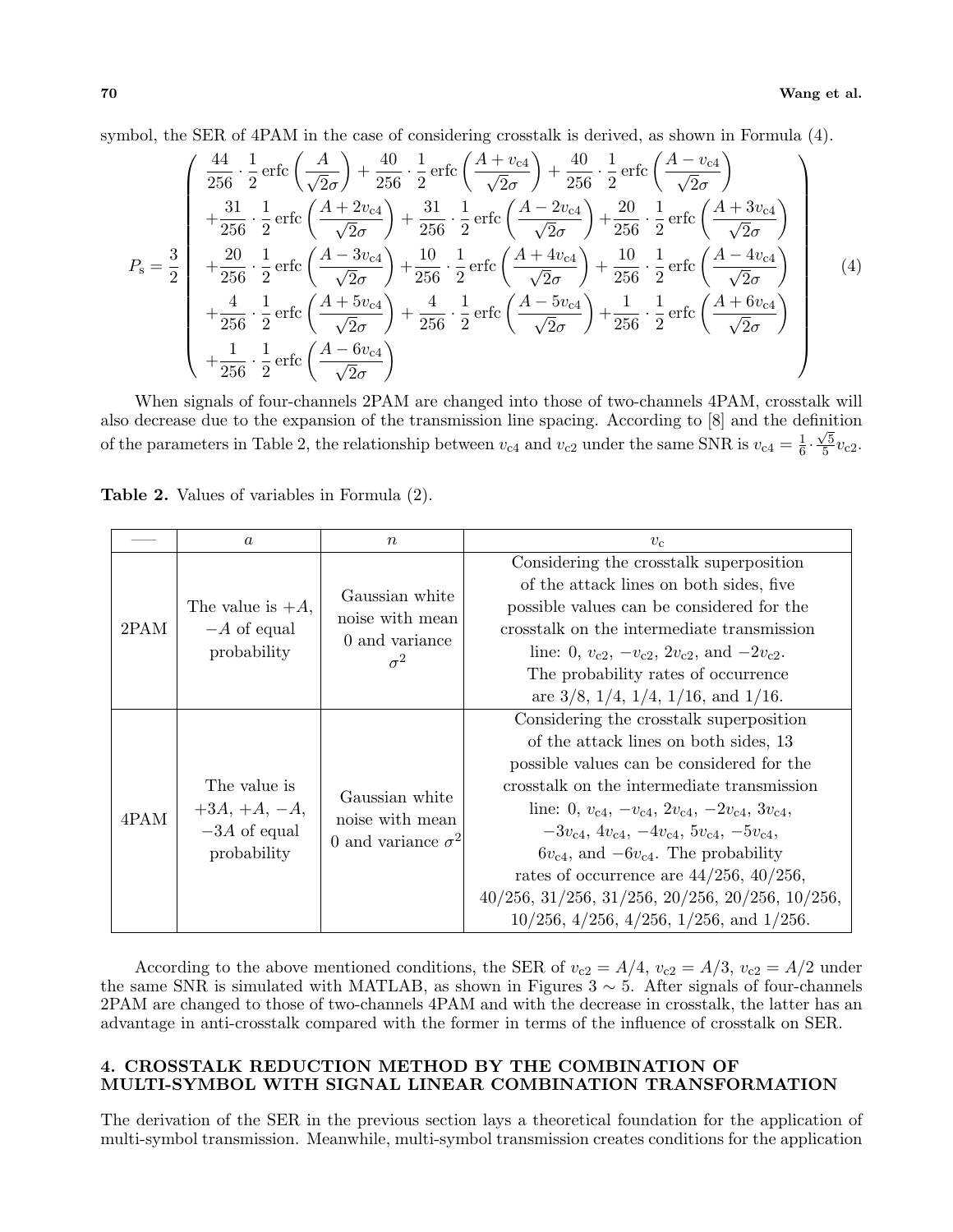symbol, the SER of 4PAM in the case of considering crosstalk is derived, as shown in Formula (4).

$$P_s = \frac{3}{2}\left(\begin{array}{l} \frac{44}{256}\cdot\frac{1}{2}\operatorname{erfc}\left(\frac{A}{\sqrt{2}\sigma}\right) + \frac{40}{256}\cdot\frac{1}{2}\operatorname{erfc}\left(\frac{A+v_{c4}}{\sqrt{2}\sigma}\right) + \frac{40}{256}\cdot\frac{1}{2}\operatorname{erfc}\left(\frac{A-v_{c4}}{\sqrt{2}\sigma}\right) \\ +\frac{31}{256}\cdot\frac{1}{2}\operatorname{erfc}\left(\frac{A+2v_{c4}}{\sqrt{2}\sigma}\right) + \frac{31}{256}\cdot\frac{1}{2}\operatorname{erfc}\left(\frac{A-2v_{c4}}{\sqrt{2}\sigma}\right) + \frac{20}{256}\cdot\frac{1}{2}\operatorname{erfc}\left(\frac{A+3v_{c4}}{\sqrt{2}\sigma}\right) \\ +\frac{20}{256}\cdot\frac{1}{2}\operatorname{erfc}\left(\frac{A-3v_{c4}}{\sqrt{2}\sigma}\right) + \frac{10}{256}\cdot\frac{1}{2}\operatorname{erfc}\left(\frac{A+4v_{c4}}{\sqrt{2}\sigma}\right) + \frac{10}{256}\cdot\frac{1}{2}\operatorname{erfc}\left(\frac{A-4v_{c4}}{\sqrt{2}\sigma}\right) \\ +\frac{4}{256}\cdot\frac{1}{2}\operatorname{erfc}\left(\frac{A+5v_{c4}}{\sqrt{2}\sigma}\right) + \frac{4}{256}\cdot\frac{1}{2}\operatorname{erfc}\left(\frac{A-5v_{c4}}{\sqrt{2}\sigma}\right) + \frac{1}{256}\cdot\frac{1}{2}\operatorname{erfc}\left(\frac{A+6v_{c4}}{\sqrt{2}\sigma}\right) \\ +\frac{1}{256}\cdot\frac{1}{2}\operatorname{erfc}\left(\frac{A-6v_{c4}}{\sqrt{2}\sigma}\right) \end{array}\right) \tag{4}$$

When signals of four-channels 2PAM are changed into those of two-channels 4PAM, crosstalk will also decrease due to the expansion of the transmission line spacing. According to [8] and the definition of the parameters in Table 2, the relationship between $v_{c4}$ and $v_{c2}$ under the same SNR is $v_{c4} = \frac{1}{6}\cdot\frac{\sqrt{5}}{5}v_{c2}$.

**Table 2.** Values of variables in Formula (2).

| — | $a$ | $n$ | $v_c$ |
|---|---|---|---|
| 2PAM | The value is $+A$, $-A$ of equal probability | Gaussian white noise with mean 0 and variance $\sigma^2$ | Considering the crosstalk superposition of the attack lines on both sides, five possible values can be considered for the crosstalk on the intermediate transmission line: 0, $v_{c2}$, $-v_{c2}$, $2v_{c2}$, and $-2v_{c2}$. The probability rates of occurrence are 3/8, 1/4, 1/4, 1/16, and 1/16. |
| 4PAM | The value is $+3A$, $+A$, $-A$, $-3A$ of equal probability | Gaussian white noise with mean 0 and variance $\sigma^2$ | Considering the crosstalk superposition of the attack lines on both sides, 13 possible values can be considered for the crosstalk on the intermediate transmission line: 0, $v_{c4}$, $-v_{c4}$, $2v_{c4}$, $-2v_{c4}$, $3v_{c4}$, $-3v_{c4}$, $4v_{c4}$, $-4v_{c4}$, $5v_{c4}$, $-5v_{c4}$, $6v_{c4}$, and $-6v_{c4}$. The probability rates of occurrence are 44/256, 40/256, 40/256, 31/256, 31/256, 20/256, 20/256, 10/256, 10/256, 4/256, 4/256, 1/256, and 1/256. |

According to the above mentioned conditions, the SER of $v_{c2} = A/4$, $v_{c2} = A/3$, $v_{c2} = A/2$ under the same SNR is simulated with MATLAB, as shown in Figures 3 ∼ 5. After signals of four-channels 2PAM are changed to those of two-channels 4PAM and with the decrease in crosstalk, the latter has an advantage in anti-crosstalk compared with the former in terms of the influence of crosstalk on SER.

## 4. CROSSTALK REDUCTION METHOD BY THE COMBINATION OF MULTI-SYMBOL WITH SIGNAL LINEAR COMBINATION TRANSFORMATION

The derivation of the SER in the previous section lays a theoretical foundation for the application of multi-symbol transmission. Meanwhile, multi-symbol transmission creates conditions for the application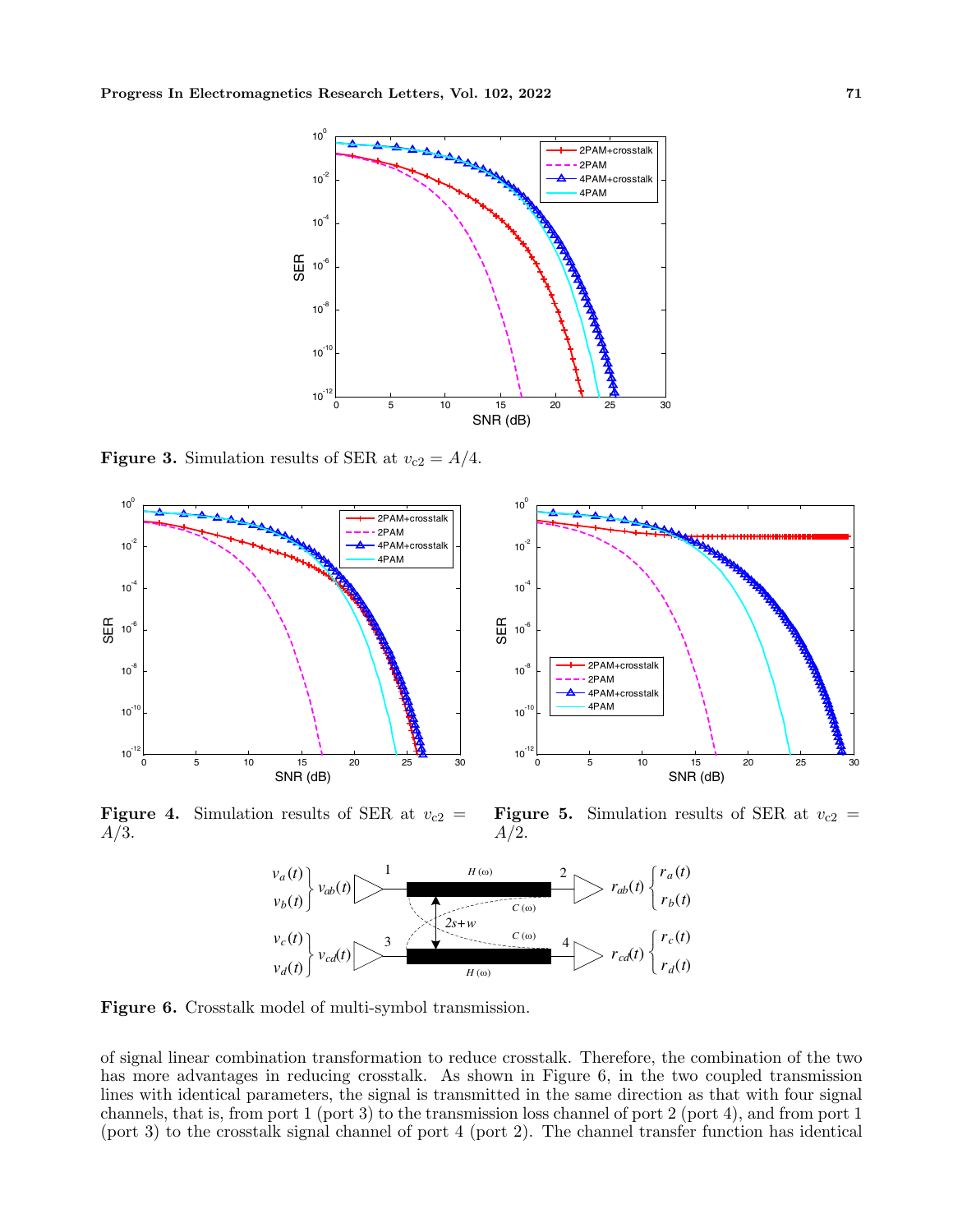**Figure 3.** Simulation results of SER at $v_{c2} = A/4$.

**Figure 4.** Simulation results of SER at $v_{c2} = A/3$.

**Figure 5.** Simulation results of SER at $v_{c2} = A/2$.

**Figure 6.** Crosstalk model of multi-symbol transmission.

of signal linear combination transformation to reduce crosstalk. Therefore, the combination of the two has more advantages in reducing crosstalk. As shown in Figure 6, in the two coupled transmission lines with identical parameters, the signal is transmitted in the same direction as that with four signal channels, that is, from port 1 (port 3) to the transmission loss channel of port 2 (port 4), and from port 1 (port 3) to the crosstalk signal channel of port 4 (port 2). The channel transfer function has identical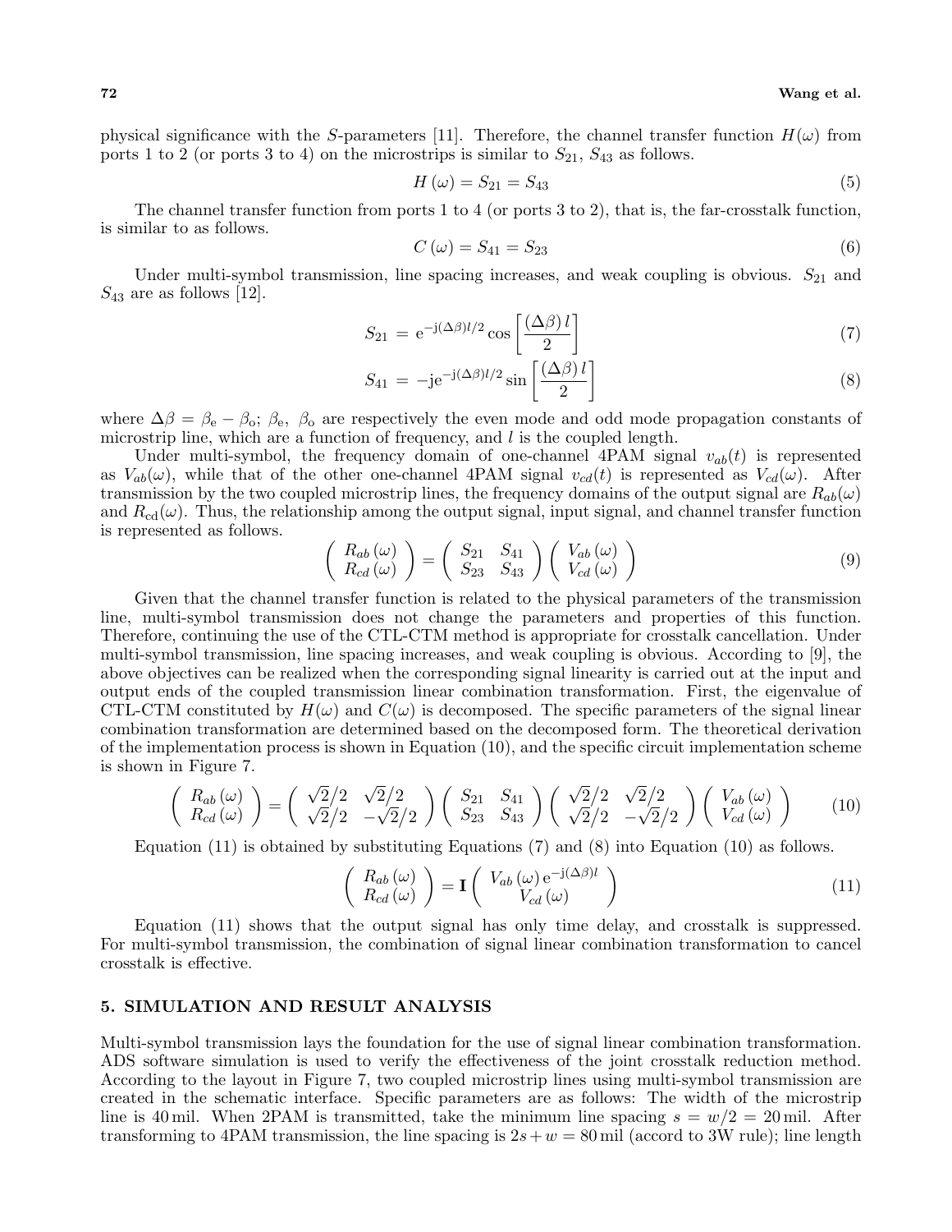physical significance with the $S$-parameters [11]. Therefore, the channel transfer function $H(\omega)$ from ports 1 to 2 (or ports 3 to 4) on the microstrips is similar to $S_{21}$, $S_{43}$ as follows.

$$H(\omega) = S_{21} = S_{43} \tag{5}$$

The channel transfer function from ports 1 to 4 (or ports 3 to 2), that is, the far-crosstalk function, is similar to as follows.

$$C(\omega) = S_{41} = S_{23} \tag{6}$$

Under multi-symbol transmission, line spacing increases, and weak coupling is obvious. $S_{21}$ and $S_{43}$ are as follows [12].

$$S_{21} = \mathrm{e}^{-\mathrm{j}(\Delta\beta)l/2} \cos\left[\frac{(\Delta\beta)\, l}{2}\right] \tag{7}$$

$$S_{41} = -\mathrm{j}\mathrm{e}^{-\mathrm{j}(\Delta\beta)l/2} \sin\left[\frac{(\Delta\beta)\, l}{2}\right] \tag{8}$$

where $\Delta\beta = \beta_\mathrm{e} - \beta_\mathrm{o}$; $\beta_\mathrm{e}$, $\beta_\mathrm{o}$ are respectively the even mode and odd mode propagation constants of microstrip line, which are a function of frequency, and $l$ is the coupled length.

Under multi-symbol, the frequency domain of one-channel 4PAM signal $v_{ab}(t)$ is represented as $V_{ab}(\omega)$, while that of the other one-channel 4PAM signal $v_{cd}(t)$ is represented as $V_{cd}(\omega)$. After transmission by the two coupled microstrip lines, the frequency domains of the output signal are $R_{ab}(\omega)$ and $R_{\mathrm{cd}}(\omega)$. Thus, the relationship among the output signal, input signal, and channel transfer function is represented as follows.

$$\begin{pmatrix} R_{ab}(\omega) \\ R_{cd}(\omega) \end{pmatrix} = \begin{pmatrix} S_{21} & S_{41} \\ S_{23} & S_{43} \end{pmatrix} \begin{pmatrix} V_{ab}(\omega) \\ V_{cd}(\omega) \end{pmatrix} \tag{9}$$

Given that the channel transfer function is related to the physical parameters of the transmission line, multi-symbol transmission does not change the parameters and properties of this function. Therefore, continuing the use of the CTL-CTM method is appropriate for crosstalk cancellation. Under multi-symbol transmission, line spacing increases, and weak coupling is obvious. According to [9], the above objectives can be realized when the corresponding signal linearity is carried out at the input and output ends of the coupled transmission linear combination transformation. First, the eigenvalue of CTL-CTM constituted by $H(\omega)$ and $C(\omega)$ is decomposed. The specific parameters of the signal linear combination transformation are determined based on the decomposed form. The theoretical derivation of the implementation process is shown in Equation (10), and the specific circuit implementation scheme is shown in Figure 7.

$$\begin{pmatrix} R_{ab}(\omega) \\ R_{cd}(\omega) \end{pmatrix} = \begin{pmatrix} \sqrt{2}/2 & \sqrt{2}/2 \\ \sqrt{2}/2 & -\sqrt{2}/2 \end{pmatrix} \begin{pmatrix} S_{21} & S_{41} \\ S_{23} & S_{43} \end{pmatrix} \begin{pmatrix} \sqrt{2}/2 & \sqrt{2}/2 \\ \sqrt{2}/2 & -\sqrt{2}/2 \end{pmatrix} \begin{pmatrix} V_{ab}(\omega) \\ V_{cd}(\omega) \end{pmatrix} \tag{10}$$

Equation (11) is obtained by substituting Equations (7) and (8) into Equation (10) as follows.

$$\begin{pmatrix} R_{ab}(\omega) \\ R_{cd}(\omega) \end{pmatrix} = \mathbf{I} \begin{pmatrix} V_{ab}(\omega)\, \mathrm{e}^{-\mathrm{j}(\Delta\beta)l} \\ V_{cd}(\omega) \end{pmatrix} \tag{11}$$

Equation (11) shows that the output signal has only time delay, and crosstalk is suppressed. For multi-symbol transmission, the combination of signal linear combination transformation to cancel crosstalk is effective.

## 5. SIMULATION AND RESULT ANALYSIS

Multi-symbol transmission lays the foundation for the use of signal linear combination transformation. ADS software simulation is used to verify the effectiveness of the joint crosstalk reduction method. According to the layout in Figure 7, two coupled microstrip lines using multi-symbol transmission are created in the schematic interface. Specific parameters are as follows: The width of the microstrip line is 40 mil. When 2PAM is transmitted, take the minimum line spacing $s = w/2 = 20$ mil. After transforming to 4PAM transmission, the line spacing is $2s + w = 80$ mil (accord to 3W rule); line length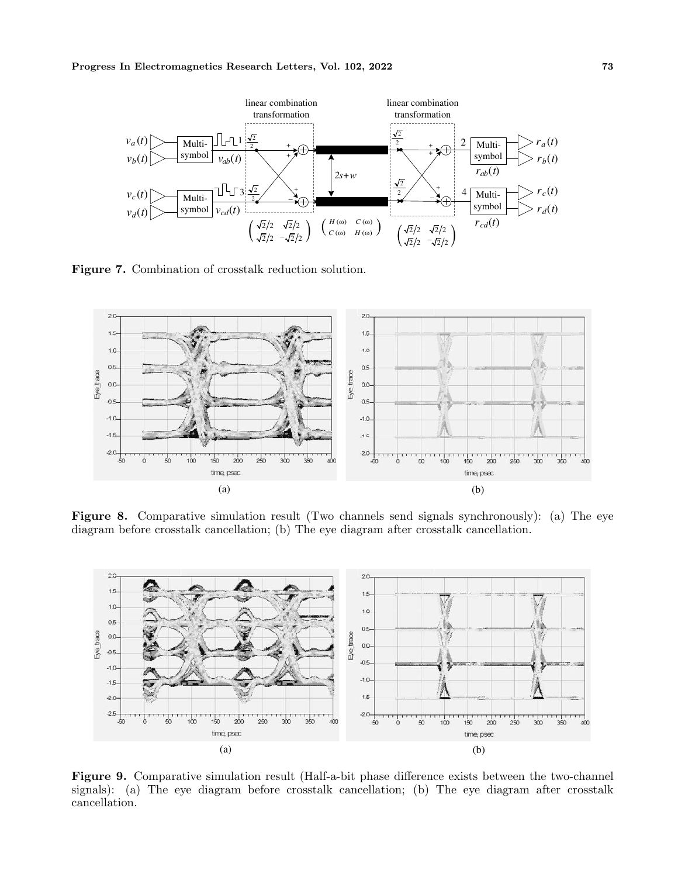**Figure 7.** Combination of crosstalk reduction solution.

**Figure 8.** Comparative simulation result (Two channels send signals synchronously): (a) The eye diagram before crosstalk cancellation; (b) The eye diagram after crosstalk cancellation.

**Figure 9.** Comparative simulation result (Half-a-bit phase difference exists between the two-channel signals): (a) The eye diagram before crosstalk cancellation; (b) The eye diagram after crosstalk cancellation.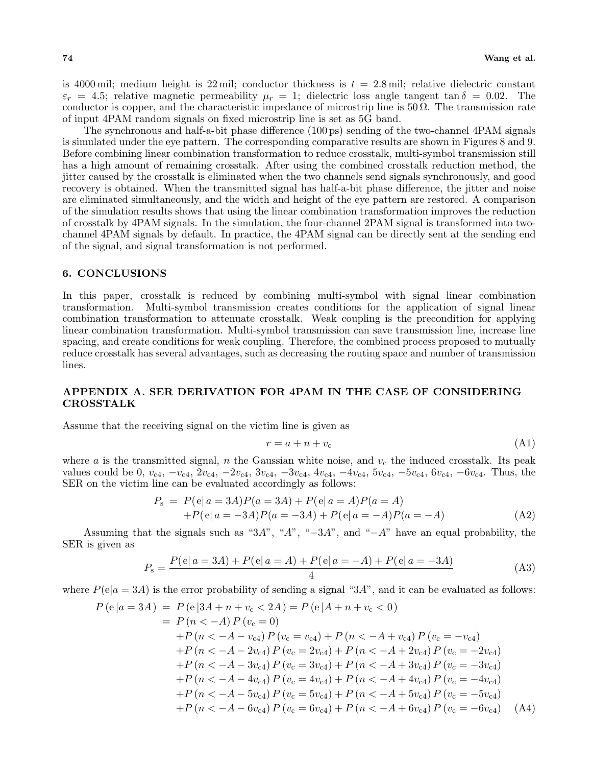is 4000 mil; medium height is 22 mil; conductor thickness is $t = 2.8$ mil; relative dielectric constant $\varepsilon_r = 4.5$; relative magnetic permeability $\mu_r = 1$; dielectric loss angle tangent $\tan\delta = 0.02$. The conductor is copper, and the characteristic impedance of microstrip line is $50\,\Omega$. The transmission rate of input 4PAM random signals on fixed microstrip line is set as 5G band.

The synchronous and half-a-bit phase difference (100 ps) sending of the two-channel 4PAM signals is simulated under the eye pattern. The corresponding comparative results are shown in Figures 8 and 9. Before combining linear combination transformation to reduce crosstalk, multi-symbol transmission still has a high amount of remaining crosstalk. After using the combined crosstalk reduction method, the jitter caused by the crosstalk is eliminated when the two channels send signals synchronously, and good recovery is obtained. When the transmitted signal has half-a-bit phase difference, the jitter and noise are eliminated simultaneously, and the width and height of the eye pattern are restored. A comparison of the simulation results shows that using the linear combination transformation improves the reduction of crosstalk by 4PAM signals. In the simulation, the four-channel 2PAM signal is transformed into two-channel 4PAM signals by default. In practice, the 4PAM signal can be directly sent at the sending end of the signal, and signal transformation is not performed.

## 6. CONCLUSIONS

In this paper, crosstalk is reduced by combining multi-symbol with signal linear combination transformation. Multi-symbol transmission creates conditions for the application of signal linear combination transformation to attenuate crosstalk. Weak coupling is the precondition for applying linear combination transformation. Multi-symbol transmission can save transmission line, increase line spacing, and create conditions for weak coupling. Therefore, the combined process proposed to mutually reduce crosstalk has several advantages, such as decreasing the routing space and number of transmission lines.

## APPENDIX A. SER DERIVATION FOR 4PAM IN THE CASE OF CONSIDERING CROSSTALK

Assume that the receiving signal on the victim line is given as

$$r = a + n + v_{\mathrm{c}} \tag{A1}$$

where $a$ is the transmitted signal, $n$ the Gaussian white noise, and $v_{\mathrm{c}}$ the induced crosstalk. Its peak values could be 0, $v_{\mathrm{c4}}$, $-v_{\mathrm{c4}}$, $2v_{\mathrm{c4}}$, $-2v_{\mathrm{c4}}$, $3v_{\mathrm{c4}}$, $-3v_{\mathrm{c4}}$, $4v_{\mathrm{c4}}$, $-4v_{\mathrm{c4}}$, $5v_{\mathrm{c4}}$, $-5v_{\mathrm{c4}}$, $6v_{\mathrm{c4}}$, $-6v_{\mathrm{c4}}$. Thus, the SER on the victim line can be evaluated accordingly as follows:

$$\begin{aligned} P_{\mathrm{s}} = {} & P(\mathrm{e}|\, a = 3A)P(a = 3A) + P(\mathrm{e}|\, a = A)P(a = A) \\ & + P(\mathrm{e}|\, a = -3A)P(a = -3A) + P(\mathrm{e}|\, a = -A)P(a = -A) \end{aligned} \tag{A2}$$

Assuming that the signals such as "$3A$", "$A$", "$-3A$", and "$-A$" have an equal probability, the SER is given as

$$P_{\mathrm{s}} = \frac{P(\mathrm{e}|\, a = 3A) + P(\mathrm{e}|\, a = A) + P(\mathrm{e}|\, a = -A) + P(\mathrm{e}|\, a = -3A)}{4} \tag{A3}$$

where $P(\mathrm{e}|a = 3A)$ is the error probability of sending a signal "$3A$", and it can be evaluated as follows:

$$\begin{aligned} P\left(\mathrm{e}\,|a = 3A\right) = {} & P\left(\mathrm{e}\,|3A + n + v_{\mathrm{c}} < 2A\right) = P\left(\mathrm{e}\,|A + n + v_{\mathrm{c}} < 0\right) \\ = {} & P\left(n < -A\right) P\left(v_{\mathrm{c}} = 0\right) \\ & + P\left(n < -A - v_{\mathrm{c4}}\right) P\left(v_{\mathrm{c}} = v_{\mathrm{c4}}\right) + P\left(n < -A + v_{\mathrm{c4}}\right) P\left(v_{\mathrm{c}} = -v_{\mathrm{c4}}\right) \\ & + P\left(n < -A - 2v_{\mathrm{c4}}\right) P\left(v_{\mathrm{c}} = 2v_{\mathrm{c4}}\right) + P\left(n < -A + 2v_{\mathrm{c4}}\right) P\left(v_{\mathrm{c}} = -2v_{\mathrm{c4}}\right) \\ & + P\left(n < -A - 3v_{\mathrm{c4}}\right) P\left(v_{\mathrm{c}} = 3v_{\mathrm{c4}}\right) + P\left(n < -A + 3v_{\mathrm{c4}}\right) P\left(v_{\mathrm{c}} = -3v_{\mathrm{c4}}\right) \\ & + P\left(n < -A - 4v_{\mathrm{c4}}\right) P\left(v_{\mathrm{c}} = 4v_{\mathrm{c4}}\right) + P\left(n < -A + 4v_{\mathrm{c4}}\right) P\left(v_{\mathrm{c}} = -4v_{\mathrm{c4}}\right) \\ & + P\left(n < -A - 5v_{\mathrm{c4}}\right) P\left(v_{\mathrm{c}} = 5v_{\mathrm{c4}}\right) + P\left(n < -A + 5v_{\mathrm{c4}}\right) P\left(v_{\mathrm{c}} = -5v_{\mathrm{c4}}\right) \\ & + P\left(n < -A - 6v_{\mathrm{c4}}\right) P\left(v_{\mathrm{c}} = 6v_{\mathrm{c4}}\right) + P\left(n < -A + 6v_{\mathrm{c4}}\right) P\left(v_{\mathrm{c}} = -6v_{\mathrm{c4}}\right) \end{aligned} \tag{A4}$$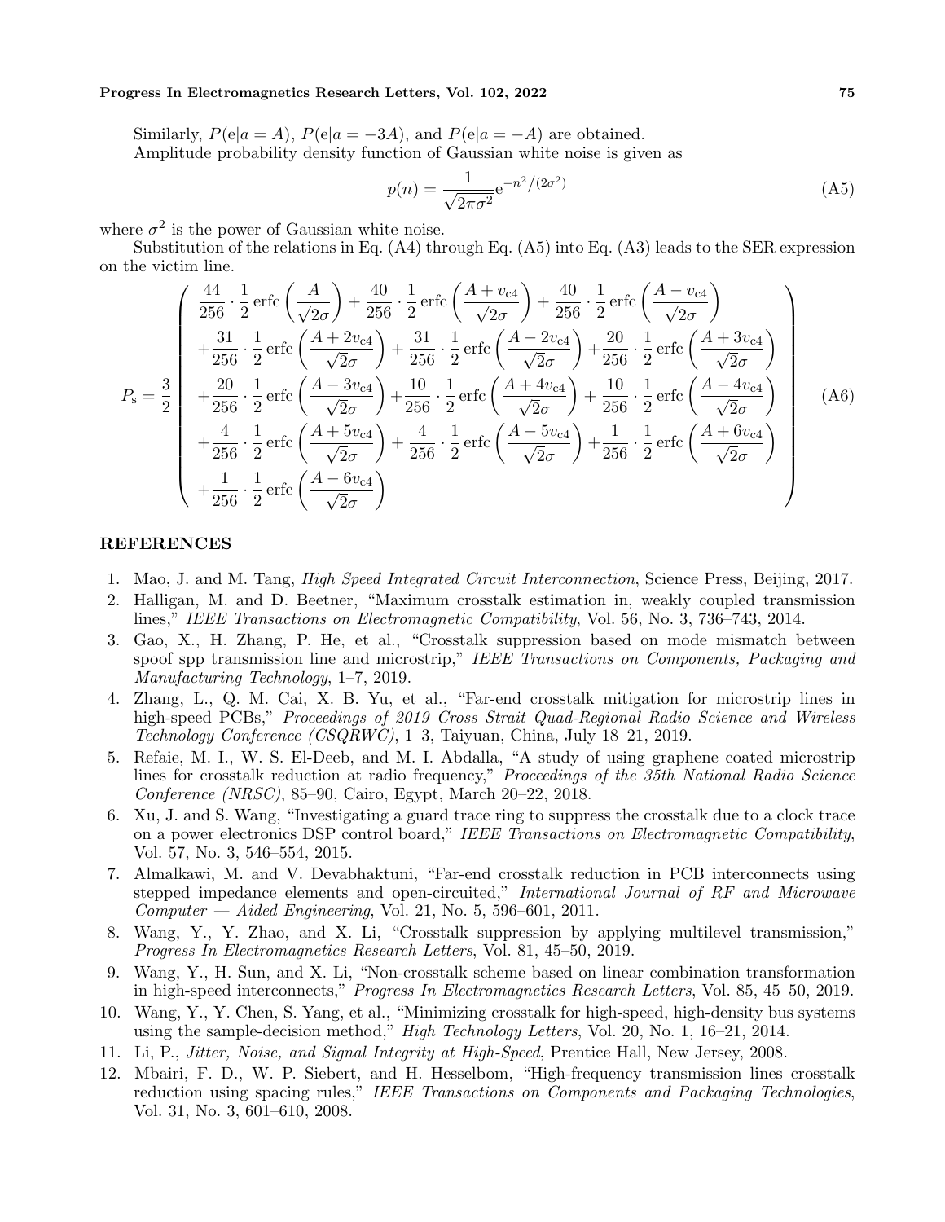Similarly, $P(\mathrm{e}|a=A)$, $P(\mathrm{e}|a=-3A)$, and $P(\mathrm{e}|a=-A)$ are obtained.

Amplitude probability density function of Gaussian white noise is given as

$$p(n) = \frac{1}{\sqrt{2\pi\sigma^2}} \mathrm{e}^{-n^2/(2\sigma^2)} \tag{A5}$$

where $\sigma^2$ is the power of Gaussian white noise.

Substitution of the relations in Eq. (A4) through Eq. (A5) into Eq. (A3) leads to the SER expression on the victim line.

$$P_{\mathrm{s}} = \frac{3}{2} \left( \begin{array}{l} \frac{44}{256} \cdot \frac{1}{2} \operatorname{erfc}\left(\frac{A}{\sqrt{2}\sigma}\right) + \frac{40}{256} \cdot \frac{1}{2} \operatorname{erfc}\left(\frac{A+v_{\mathrm{c4}}}{\sqrt{2}\sigma}\right) + \frac{40}{256} \cdot \frac{1}{2} \operatorname{erfc}\left(\frac{A-v_{\mathrm{c4}}}{\sqrt{2}\sigma}\right) \\ + \frac{31}{256} \cdot \frac{1}{2} \operatorname{erfc}\left(\frac{A+2v_{\mathrm{c4}}}{\sqrt{2}\sigma}\right) + \frac{31}{256} \cdot \frac{1}{2} \operatorname{erfc}\left(\frac{A-2v_{\mathrm{c4}}}{\sqrt{2}\sigma}\right) + \frac{20}{256} \cdot \frac{1}{2} \operatorname{erfc}\left(\frac{A+3v_{\mathrm{c4}}}{\sqrt{2}\sigma}\right) \\ + \frac{20}{256} \cdot \frac{1}{2} \operatorname{erfc}\left(\frac{A-3v_{\mathrm{c4}}}{\sqrt{2}\sigma}\right) + \frac{10}{256} \cdot \frac{1}{2} \operatorname{erfc}\left(\frac{A+4v_{\mathrm{c4}}}{\sqrt{2}\sigma}\right) + \frac{10}{256} \cdot \frac{1}{2} \operatorname{erfc}\left(\frac{A-4v_{\mathrm{c4}}}{\sqrt{2}\sigma}\right) \\ + \frac{4}{256} \cdot \frac{1}{2} \operatorname{erfc}\left(\frac{A+5v_{\mathrm{c4}}}{\sqrt{2}\sigma}\right) + \frac{4}{256} \cdot \frac{1}{2} \operatorname{erfc}\left(\frac{A-5v_{\mathrm{c4}}}{\sqrt{2}\sigma}\right) + \frac{1}{256} \cdot \frac{1}{2} \operatorname{erfc}\left(\frac{A+6v_{\mathrm{c4}}}{\sqrt{2}\sigma}\right) \\ + \frac{1}{256} \cdot \frac{1}{2} \operatorname{erfc}\left(\frac{A-6v_{\mathrm{c4}}}{\sqrt{2}\sigma}\right) \end{array} \right) \tag{A6}$$

## REFERENCES

1. Mao, J. and M. Tang, *High Speed Integrated Circuit Interconnection*, Science Press, Beijing, 2017.
2. Halligan, M. and D. Beetner, "Maximum crosstalk estimation in, weakly coupled transmission lines," *IEEE Transactions on Electromagnetic Compatibility*, Vol. 56, No. 3, 736–743, 2014.
3. Gao, X., H. Zhang, P. He, et al., "Crosstalk suppression based on mode mismatch between spoof spp transmission line and microstrip," *IEEE Transactions on Components, Packaging and Manufacturing Technology*, 1–7, 2019.
4. Zhang, L., Q. M. Cai, X. B. Yu, et al., "Far-end crosstalk mitigation for microstrip lines in high-speed PCBs," *Proceedings of 2019 Cross Strait Quad-Regional Radio Science and Wireless Technology Conference (CSQRWC)*, 1–3, Taiyuan, China, July 18–21, 2019.
5. Refaie, M. I., W. S. El-Deeb, and M. I. Abdalla, "A study of using graphene coated microstrip lines for crosstalk reduction at radio frequency," *Proceedings of the 35th National Radio Science Conference (NRSC)*, 85–90, Cairo, Egypt, March 20–22, 2018.
6. Xu, J. and S. Wang, "Investigating a guard trace ring to suppress the crosstalk due to a clock trace on a power electronics DSP control board," *IEEE Transactions on Electromagnetic Compatibility*, Vol. 57, No. 3, 546–554, 2015.
7. Almalkawi, M. and V. Devabhaktuni, "Far-end crosstalk reduction in PCB interconnects using stepped impedance elements and open-circuited," *International Journal of RF and Microwave Computer — Aided Engineering*, Vol. 21, No. 5, 596–601, 2011.
8. Wang, Y., Y. Zhao, and X. Li, "Crosstalk suppression by applying multilevel transmission," *Progress In Electromagnetics Research Letters*, Vol. 81, 45–50, 2019.
9. Wang, Y., H. Sun, and X. Li, "Non-crosstalk scheme based on linear combination transformation in high-speed interconnects," *Progress In Electromagnetics Research Letters*, Vol. 85, 45–50, 2019.
10. Wang, Y., Y. Chen, S. Yang, et al., "Minimizing crosstalk for high-speed, high-density bus systems using the sample-decision method," *High Technology Letters*, Vol. 20, No. 1, 16–21, 2014.
11. Li, P., *Jitter, Noise, and Signal Integrity at High-Speed*, Prentice Hall, New Jersey, 2008.
12. Mbairi, F. D., W. P. Siebert, and H. Hesselbom, "High-frequency transmission lines crosstalk reduction using spacing rules," *IEEE Transactions on Components and Packaging Technologies*, Vol. 31, No. 3, 601–610, 2008.